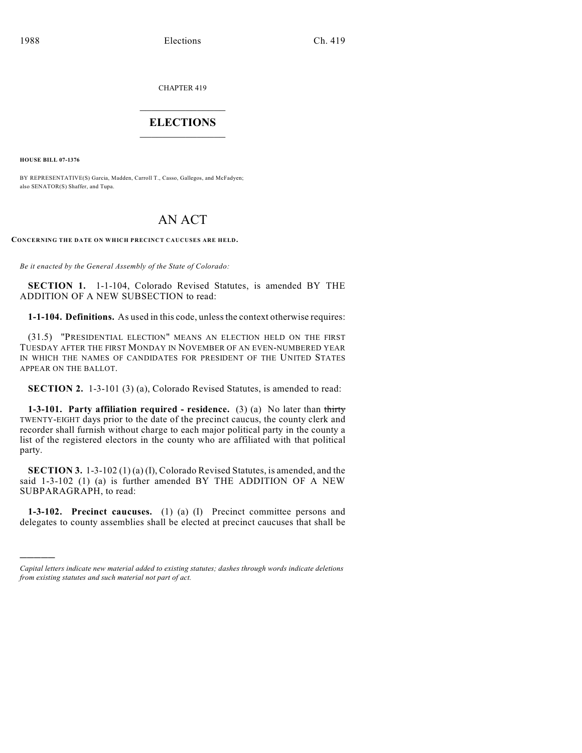CHAPTER 419

# ELECTIONS

**HOUSE BILL 07-1376**

BY REPRESENTATIVE(S) Garcia, Madden, Carroll T., Casso, Gallegos, and McFadyen; also SENATOR(S) Shaffer, and Tupa.

# AN ACT

**CONCERNING THE DATE ON WHICH PRECINCT CAUCUSES ARE HELD.**

*Be it enacted by the General Assembly of the State of Colorado:*

**SECTION 1.** 1-1-104, Colorado Revised Statutes, is amended BY THE ADDITION OF A NEW SUBSECTION to read:

**1-1-104. Definitions.** As used in this code, unless the context otherwise requires:

(31.5) "PRESIDENTIAL ELECTION" MEANS AN ELECTION HELD ON THE FIRST TUESDAY AFTER THE FIRST MONDAY IN NOVEMBER OF AN EVEN-NUMBERED YEAR IN WHICH THE NAMES OF CANDIDATES FOR PRESIDENT OF THE UNITED STATES APPEAR ON THE BALLOT.

**SECTION 2.** 1-3-101 (3) (a), Colorado Revised Statutes, is amended to read:

**1-3-101. Party affiliation required - residence.** (3) (a) No later than ~~thirty~~ TWENTY-EIGHT days prior to the date of the precinct caucus, the county clerk and recorder shall furnish without charge to each major political party in the county a list of the registered electors in the county who are affiliated with that political party.

**SECTION 3.** 1-3-102 (1) (a) (I), Colorado Revised Statutes, is amended, and the said 1-3-102 (1) (a) is further amended BY THE ADDITION OF A NEW SUBPARAGRAPH, to read:

**1-3-102. Precinct caucuses.** (1) (a) (I) Precinct committee persons and delegates to county assemblies shall be elected at precinct caucuses that shall be

---

*Capital letters indicate new material added to existing statutes; dashes through words indicate deletions from existing statutes and such material not part of act.*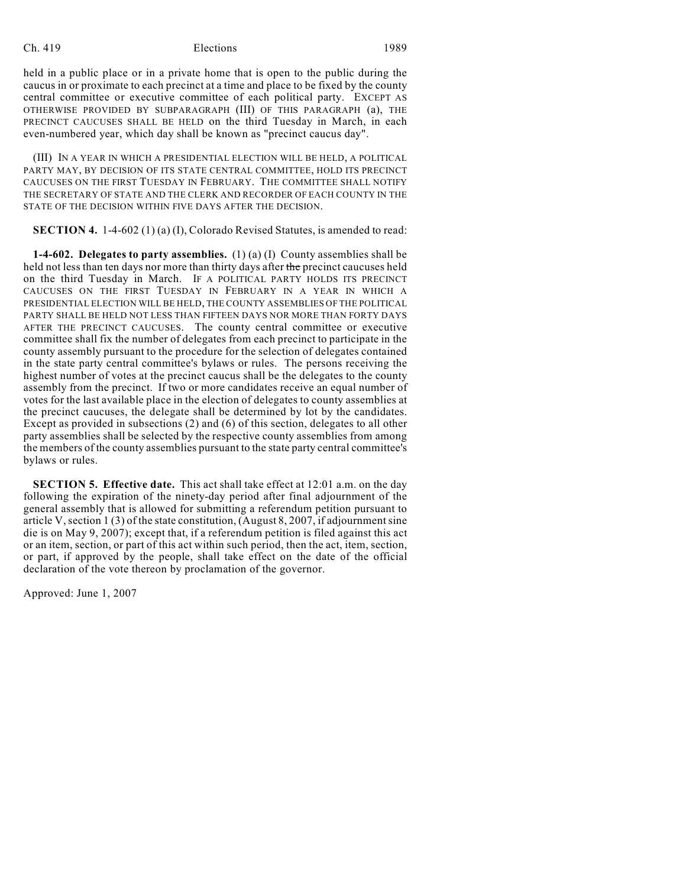held in a public place or in a private home that is open to the public during the caucus in or proximate to each precinct at a time and place to be fixed by the county central committee or executive committee of each political party. EXCEPT AS OTHERWISE PROVIDED BY SUBPARAGRAPH (III) OF THIS PARAGRAPH (a), THE PRECINCT CAUCUSES SHALL BE HELD on the third Tuesday in March, in each even-numbered year, which day shall be known as "precinct caucus day".

(III) IN A YEAR IN WHICH A PRESIDENTIAL ELECTION WILL BE HELD, A POLITICAL PARTY MAY, BY DECISION OF ITS STATE CENTRAL COMMITTEE, HOLD ITS PRECINCT CAUCUSES ON THE FIRST TUESDAY IN FEBRUARY. THE COMMITTEE SHALL NOTIFY THE SECRETARY OF STATE AND THE CLERK AND RECORDER OF EACH COUNTY IN THE STATE OF THE DECISION WITHIN FIVE DAYS AFTER THE DECISION.

**SECTION 4.** 1-4-602 (1) (a) (I), Colorado Revised Statutes, is amended to read:

**1-4-602. Delegates to party assemblies.** (1) (a) (I) County assemblies shall be held not less than ten days nor more than thirty days after ~~the~~ precinct caucuses held on the third Tuesday in March. IF A POLITICAL PARTY HOLDS ITS PRECINCT CAUCUSES ON THE FIRST TUESDAY IN FEBRUARY IN A YEAR IN WHICH A PRESIDENTIAL ELECTION WILL BE HELD, THE COUNTY ASSEMBLIES OF THE POLITICAL PARTY SHALL BE HELD NOT LESS THAN FIFTEEN DAYS NOR MORE THAN FORTY DAYS AFTER THE PRECINCT CAUCUSES. The county central committee or executive committee shall fix the number of delegates from each precinct to participate in the county assembly pursuant to the procedure for the selection of delegates contained in the state party central committee's bylaws or rules. The persons receiving the highest number of votes at the precinct caucus shall be the delegates to the county assembly from the precinct. If two or more candidates receive an equal number of votes for the last available place in the election of delegates to county assemblies at the precinct caucuses, the delegate shall be determined by lot by the candidates. Except as provided in subsections (2) and (6) of this section, delegates to all other party assemblies shall be selected by the respective county assemblies from among the members of the county assemblies pursuant to the state party central committee's bylaws or rules.

**SECTION 5. Effective date.** This act shall take effect at 12:01 a.m. on the day following the expiration of the ninety-day period after final adjournment of the general assembly that is allowed for submitting a referendum petition pursuant to article V, section 1 (3) of the state constitution, (August 8, 2007, if adjournment sine die is on May 9, 2007); except that, if a referendum petition is filed against this act or an item, section, or part of this act within such period, then the act, item, section, or part, if approved by the people, shall take effect on the date of the official declaration of the vote thereon by proclamation of the governor.

Approved: June 1, 2007